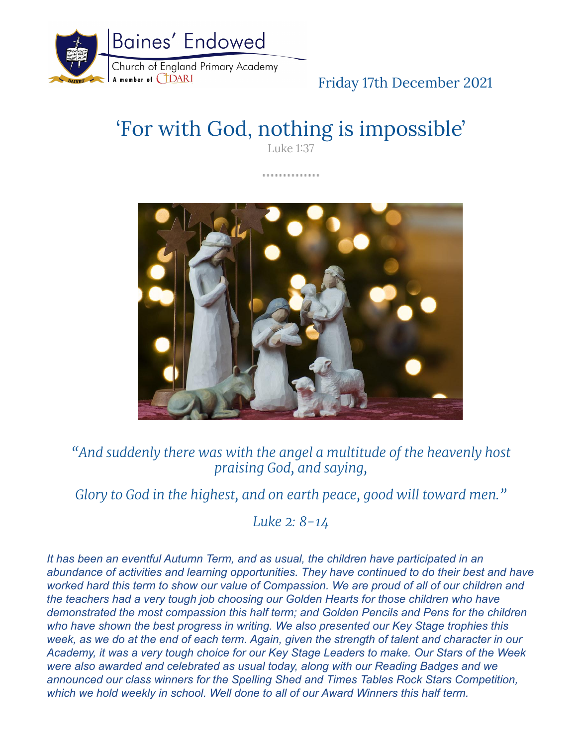Baines' Endowed

Church of England Primary Academy

A member of CIDARI

Friday 17th December 2021

# 'For with God, nothing is impossible'

Luke 1:37

*"And suddenly there was with the angel a multitude of the heavenly host praising God, and saying,*

*Glory to God in the highest, and on earth peace, good will toward men."*

*Luke 2: 8-14*

*It has been an eventful Autumn Term, and as usual, the children have participated in an abundance of activities and learning opportunities. They have continued to do their best and have worked hard this term to show our value of Compassion. We are proud of all of our children and the teachers had a very tough job choosing our Golden Hearts for those children who have demonstrated the most compassion this half term; and Golden Pencils and Pens for the children who have shown the best progress in writing. We also presented our Key Stage trophies this week, as we do at the end of each term. Again, given the strength of talent and character in our Academy, it was a very tough choice for our Key Stage Leaders to make. Our Stars of the Week were also awarded and celebrated as usual today, along with our Reading Badges and we announced our class winners for the Spelling Shed and Times Tables Rock Stars Competition, which we hold weekly in school. Well done to all of our Award Winners this half term.*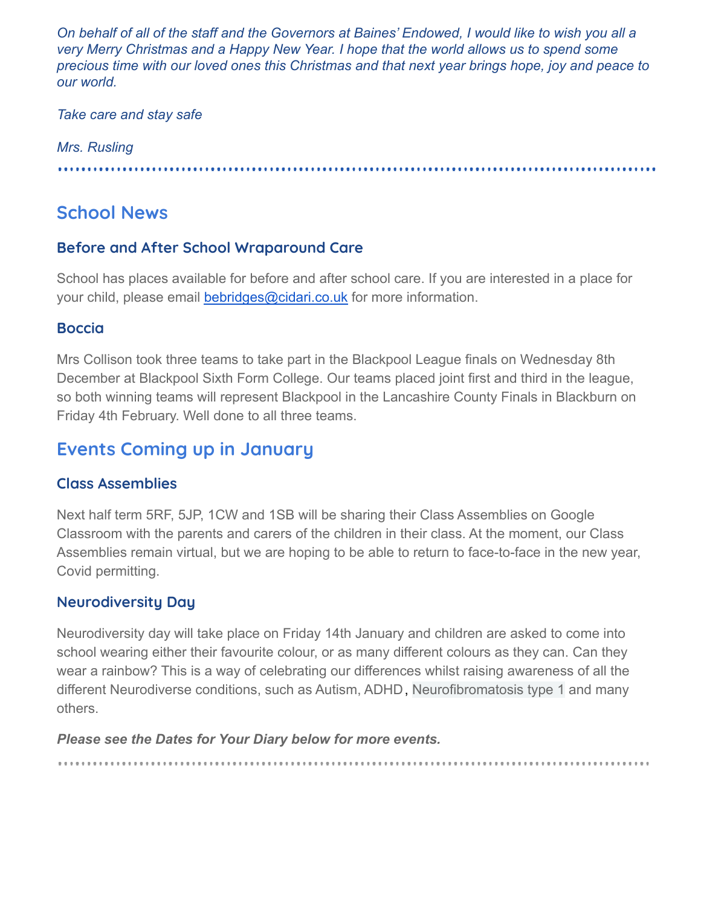*On behalf of all of the staff and the Governors at Baines' Endowed, I would like to wish you all a very Merry Christmas and a Happy New Year. I hope that the world allows us to spend some precious time with our loved ones this Christmas and that next year brings hope, joy and peace to our world.*

*Take care and stay safe*

*Mrs. Rusling*

---

## School News

### Before and After School Wraparound Care

School has places available for before and after school care. If you are interested in a place for your child, please email bebridges@cidari.co.uk for more information.

### Boccia

Mrs Collison took three teams to take part in the Blackpool League finals on Wednesday 8th December at Blackpool Sixth Form College. Our teams placed joint first and third in the league, so both winning teams will represent Blackpool in the Lancashire County Finals in Blackburn on Friday 4th February. Well done to all three teams.

## Events Coming up in January

### Class Assemblies

Next half term 5RF, 5JP, 1CW and 1SB will be sharing their Class Assemblies on Google Classroom with the parents and carers of the children in their class. At the moment, our Class Assemblies remain virtual, but we are hoping to be able to return to face-to-face in the new year, Covid permitting.

### Neurodiversity Day

Neurodiversity day will take place on Friday 14th January and children are asked to come into school wearing either their favourite colour, or as many different colours as they can. Can they wear a rainbow? This is a way of celebrating our differences whilst raising awareness of all the different Neurodiverse conditions, such as Autism, ADHD, Neurofibromatosis type 1 and many others.

***Please see the Dates for Your Diary below for more events.***

---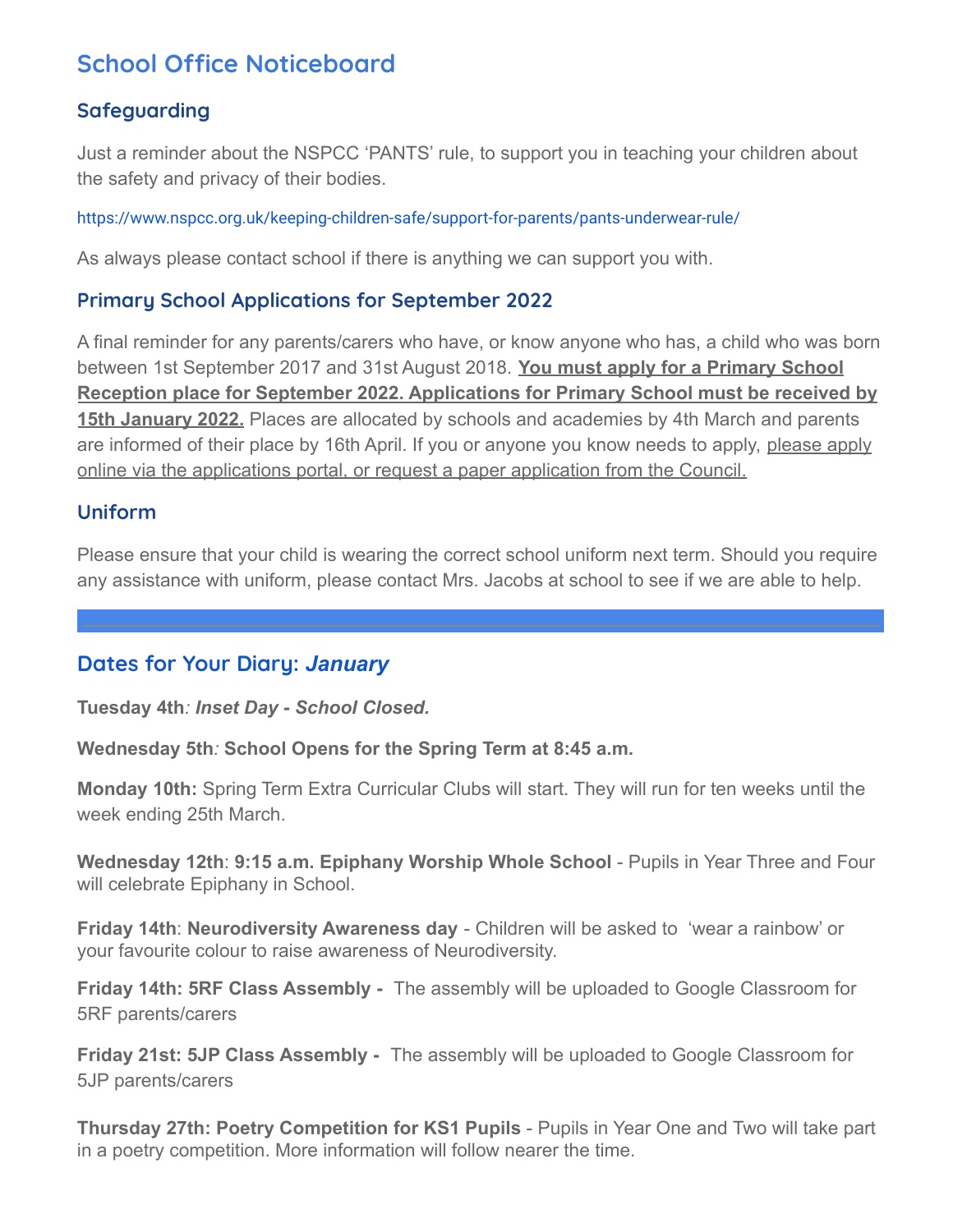# School Office Noticeboard

## Safeguarding

Just a reminder about the NSPCC 'PANTS' rule, to support you in teaching your children about the safety and privacy of their bodies.

https://www.nspcc.org.uk/keeping-children-safe/support-for-parents/pants-underwear-rule/

As always please contact school if there is anything we can support you with.

## Primary School Applications for September 2022

A final reminder for any parents/carers who have, or know anyone who has, a child who was born between 1st September 2017 and 31st August 2018. **You must apply for a Primary School Reception place for September 2022. Applications for Primary School must be received by 15th January 2022.** Places are allocated by schools and academies by 4th March and parents are informed of their place by 16th April. If you or anyone you know needs to apply, please apply online via the applications portal, or request a paper application from the Council.

## Uniform

Please ensure that your child is wearing the correct school uniform next term. Should you require any assistance with uniform, please contact Mrs. Jacobs at school to see if we are able to help.

---

## Dates for Your Diary: *January*

**Tuesday 4th***: Inset Day - School Closed.*

**Wednesday 5th: School Opens for the Spring Term at 8:45 a.m.**

**Monday 10th:** Spring Term Extra Curricular Clubs will start. They will run for ten weeks until the week ending 25th March.

**Wednesday 12th**: **9:15 a.m. Epiphany Worship Whole School** - Pupils in Year Three and Four will celebrate Epiphany in School.

**Friday 14th**: **Neurodiversity Awareness day** - Children will be asked to 'wear a rainbow' or your favourite colour to raise awareness of Neurodiversity.

**Friday 14th: 5RF Class Assembly -** The assembly will be uploaded to Google Classroom for 5RF parents/carers

**Friday 21st: 5JP Class Assembly -** The assembly will be uploaded to Google Classroom for 5JP parents/carers

**Thursday 27th: Poetry Competition for KS1 Pupils** - Pupils in Year One and Two will take part in a poetry competition. More information will follow nearer the time.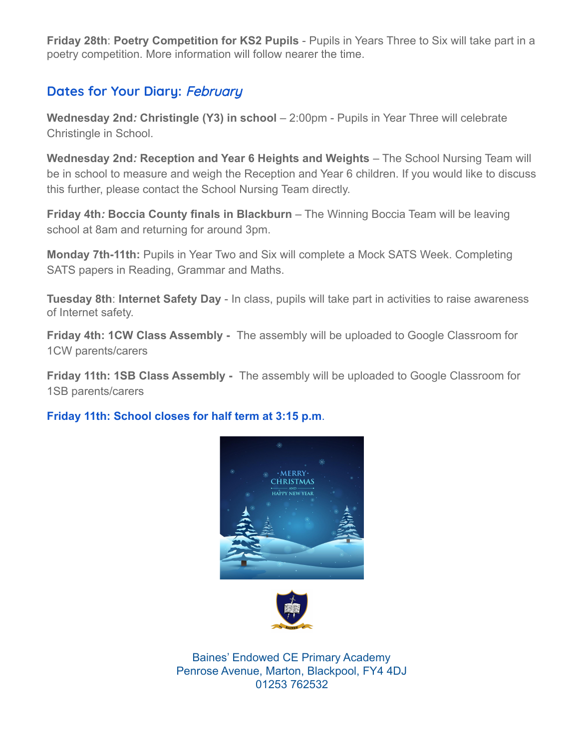**Friday 28th**: **Poetry Competition for KS2 Pupils** - Pupils in Years Three to Six will take part in a poetry competition. More information will follow nearer the time.

## Dates for Your Diary: *February*

**Wednesday 2nd*:* Christingle (Y3) in school** – 2:00pm - Pupils in Year Three will celebrate Christingle in School.

**Wednesday 2nd*:* Reception and Year 6 Heights and Weights** – The School Nursing Team will be in school to measure and weigh the Reception and Year 6 children. If you would like to discuss this further, please contact the School Nursing Team directly.

**Friday 4th*:* Boccia County finals in Blackburn** – The Winning Boccia Team will be leaving school at 8am and returning for around 3pm.

**Monday 7th-11th:** Pupils in Year Two and Six will complete a Mock SATS Week. Completing SATS papers in Reading, Grammar and Maths.

**Tuesday 8th**: **Internet Safety Day** - In class, pupils will take part in activities to raise awareness of Internet safety.

**Friday 4th: 1CW Class Assembly -** The assembly will be uploaded to Google Classroom for 1CW parents/carers

**Friday 11th: 1SB Class Assembly -** The assembly will be uploaded to Google Classroom for 1SB parents/carers

**Friday 11th: School closes for half term at 3:15 p.m**.

Baines' Endowed CE Primary Academy
Penrose Avenue, Marton, Blackpool, FY4 4DJ
01253 762532